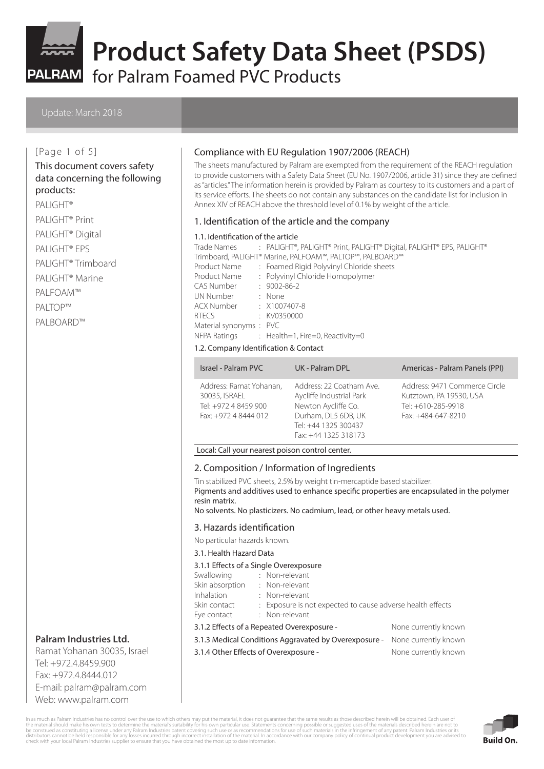# Product Safety Data Sheet (PSDS)

## for Palram Foamed PVC Products

Update: March 2018

This document covers safety data concerning the following products:

- PALIGHT®
- PALIGHT® Print
- PALIGHT® Digital
- PALIGHT® EPS
- PALIGHT® Trimboard
- PALIGHT® Marine
- PALFOAM™
- PALTOP™
- PALBOARD™

**Palram Industries Ltd.**
Ramat Yohanan 30035, Israel
Tel: +972.4.8459.900
Fax: +972.4.8444.012
E-mail: palram@palram.com
Web: www.palram.com

### Compliance with EU Regulation 1907/2006 (REACH)

The sheets manufactured by Palram are exempted from the requirement of the REACH regulation to provide customers with a Safety Data Sheet (EU No. 1907/2006, article 31) since they are defined as "articles." The information herein is provided by Palram as courtesy to its customers and a part of its service efforts. The sheets do not contain any substances on the candidate list for inclusion in Annex XIV of REACH above the threshold level of 0.1% by weight of the article.

### 1. Identification of the article and the company

#### 1.1. Identification of the article

Trade Names : PALIGHT®, PALIGHT® Print, PALIGHT® Digital, PALIGHT® EPS, PALIGHT® Trimboard, PALIGHT® Marine, PALFOAM™, PALTOP™, PALBOARD™
Product Name : Foamed Rigid Polyvinyl Chloride sheets
Product Name : Polyvinyl Chloride Homopolymer
CAS Number : 9002-86-2
UN Number : None
ACX Number : X1007407-8
RTECS : KV0350000
Material synonyms : PVC
NFPA Ratings : Health=1, Fire=0, Reactivity=0

#### 1.2. Company Identification & Contact

| Israel - Palram PVC | UK - Palram DPL | Americas - Palram Panels (PPI) |
|---|---|---|
| Address: Ramat Yohanan, 30035, ISRAEL<br>Tel: +972 4 8459 900<br>Fax: +972 4 8444 012 | Address: 22 Coatham Ave.<br>Aycliffe Industrial Park<br>Newton Aycliffe Co.<br>Durham, DL5 6DB, UK<br>Tel: +44 1325 300437<br>Fax: +44 1325 318173 | Address: 9471 Commerce Circle<br>Kutztown, PA 19530, USA<br>Tel: +610-285-9918<br>Fax: +484-647-8210 |

Local: Call your nearest poison control center.

### 2. Composition / Information of Ingredients

Tin stabilized PVC sheets, 2.5% by weight tin-mercaptide based stabilizer.
Pigments and additives used to enhance specific properties are encapsulated in the polymer resin matrix.
No solvents. No plasticizers. No cadmium, lead, or other heavy metals used.

### 3. Hazards identification

No particular hazards known.

#### 3.1. Health Hazard Data

3.1.1 Effects of a Single Overexposure

Swallowing : Non-relevant
Skin absorption : Non-relevant
Inhalation : Non-relevant
Skin contact : Exposure is not expected to cause adverse health effects
Eye contact : Non-relevant

3.1.2 Effects of a Repeated Overexposure - None currently known

3.1.3 Medical Conditions Aggravated by Overexposure - None currently known

3.1.4 Other Effects of Overexposure - None currently known

In as much as Palram Industries has no control over the use to which others may put the material, it does not guarantee that the same results as those described herein will be obtained. Each user of the material should make his own tests to determine the material's suitability for his own particular use. Statements concerning possible or suggested uses of the materials described herein are not to be construed as constituting a license under any Palram Industries patent covering such use or as recommendations for use of such materials in the infringement of any patent. Palram Industries or its distributors cannot be held responsible for any losses incurred through incorrect installation of the material. In accordance with our company policy of continual product development you are advised to check with your local Palram Industries supplier to ensure that you have obtained the most up to date information.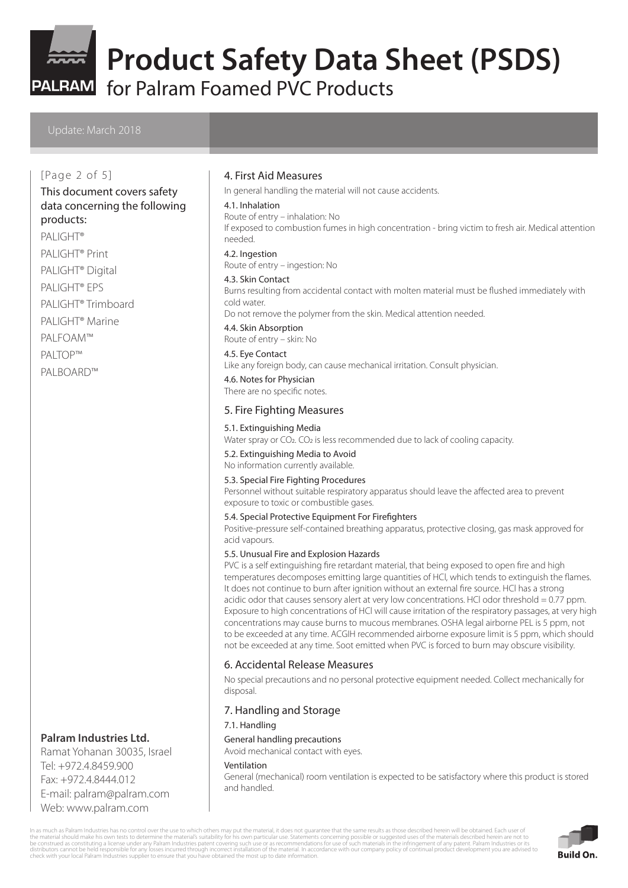# Product Safety Data Sheet (PSDS)

for Palram Foamed PVC Products

Update: March 2018

This document covers safety data concerning the following products:

PALIGHT®
PALIGHT® Print
PALIGHT® Digital
PALIGHT® EPS
PALIGHT® Trimboard
PALIGHT® Marine
PALFOAM™
PALTOP™
PALBOARD™

## 4. First Aid Measures

In general handling the material will not cause accidents.

### 4.1. Inhalation

Route of entry – inhalation: No
If exposed to combustion fumes in high concentration - bring victim to fresh air. Medical attention needed.

### 4.2. Ingestion

Route of entry – ingestion: No

### 4.3. Skin Contact

Burns resulting from accidental contact with molten material must be flushed immediately with cold water.
Do not remove the polymer from the skin. Medical attention needed.

### 4.4. Skin Absorption

Route of entry – skin: No

### 4.5. Eye Contact

Like any foreign body, can cause mechanical irritation. Consult physician.

### 4.6. Notes for Physician

There are no specific notes.

## 5. Fire Fighting Measures

### 5.1. Extinguishing Media

Water spray or $CO_2$. $CO_2$ is less recommended due to lack of cooling capacity.

### 5.2. Extinguishing Media to Avoid

No information currently available.

### 5.3. Special Fire Fighting Procedures

Personnel without suitable respiratory apparatus should leave the affected area to prevent exposure to toxic or combustible gases.

### 5.4. Special Protective Equipment For Firefighters

Positive-pressure self-contained breathing apparatus, protective closing, gas mask approved for acid vapours.

### 5.5. Unusual Fire and Explosion Hazards

PVC is a self extinguishing fire retardant material, that being exposed to open fire and high temperatures decomposes emitting large quantities of HCl, which tends to extinguish the flames. It does not continue to burn after ignition without an external fire source. HCl has a strong acidic odor that causes sensory alert at very low concentrations. HCl odor threshold = 0.77 ppm. Exposure to high concentrations of HCl will cause irritation of the respiratory passages, at very high concentrations may cause burns to mucous membranes. OSHA legal airborne PEL is 5 ppm, not to be exceeded at any time. ACGIH recommended airborne exposure limit is 5 ppm, which should not be exceeded at any time. Soot emitted when PVC is forced to burn may obscure visibility.

## 6. Accidental Release Measures

No special precautions and no personal protective equipment needed. Collect mechanically for disposal.

## 7. Handling and Storage

### 7.1. Handling

General handling precautions

Avoid mechanical contact with eyes.

Ventilation

General (mechanical) room ventilation is expected to be satisfactory where this product is stored and handled.

**Palram Industries Ltd.**
Ramat Yohanan 30035, Israel
Tel: +972.4.8459.900
Fax: +972.4.8444.012
E-mail: palram@palram.com
Web: www.palram.com

In as much as Palram Industries has no control over the use to which others may put the material, it does not guarantee that the same results as those described herein will be obtained. Each user of the material should make his own tests to determine the material's suitability for his own particular use. Statements concerning possible or suggested uses of the materials described herein are not to be construed as constituting a license under any Palram Industries patent covering such use or as recommendations for use of such materials in the infringement of any patent. Palram Industries or its distributors cannot be held responsible for any losses incurred through incorrect installation of the material. In accordance with our company policy of continual product development you are advised to check with your local Palram Industries supplier to ensure that you have obtained the most up to date information.

Build On.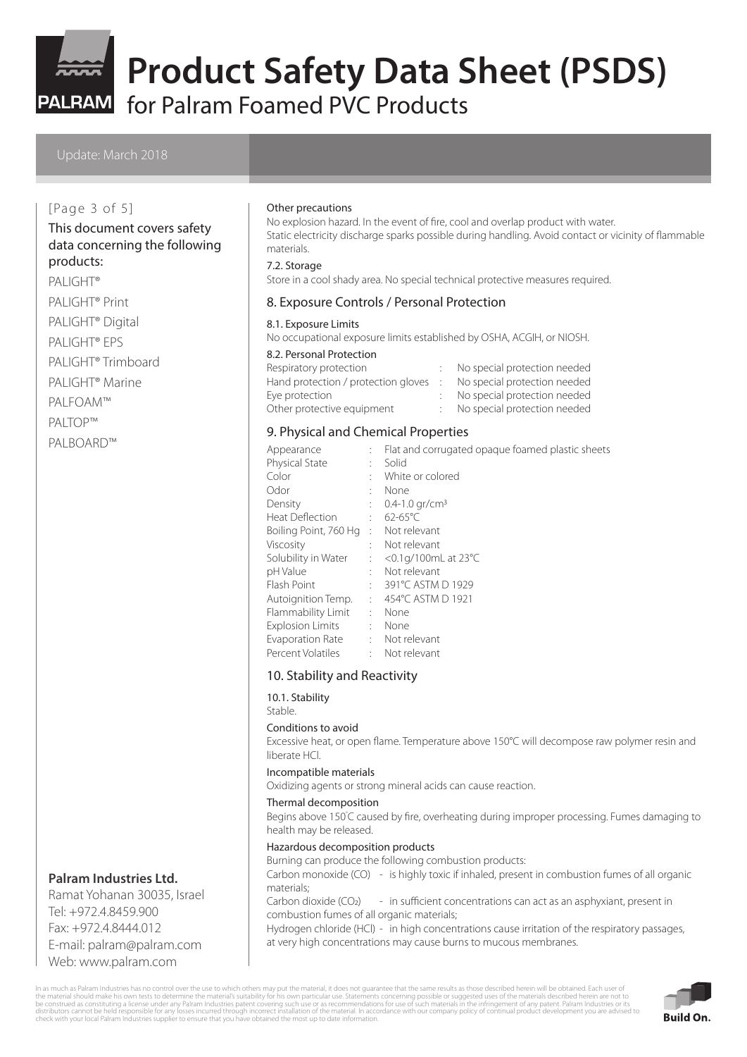# Product Safety Data Sheet (PSDS)

for Palram Foamed PVC Products

Update: March 2018

This document covers safety data concerning the following products:

PALIGHT®
PALIGHT® Print
PALIGHT® Digital
PALIGHT® EPS
PALIGHT® Trimboard
PALIGHT® Marine
PALFOAM™
PALTOP™
PALBOARD™

**Palram Industries Ltd.**
Ramat Yohanan 30035, Israel
Tel: +972.4.8459.900
Fax: +972.4.8444.012
E-mail: palram@palram.com
Web: www.palram.com

#### Other precautions

No explosion hazard. In the event of fire, cool and overlap product with water.
Static electricity discharge sparks possible during handling. Avoid contact or vicinity of flammable materials.

#### 7.2. Storage

Store in a cool shady area. No special technical protective measures required.

## 8. Exposure Controls / Personal Protection

#### 8.1. Exposure Limits

No occupational exposure limits established by OSHA, ACGIH, or NIOSH.

#### 8.2. Personal Protection

| | | |
|---|---|---|
| Respiratory protection | : | No special protection needed |
| Hand protection / protection gloves | : | No special protection needed |
| Eye protection | : | No special protection needed |
| Other protective equipment | : | No special protection needed |

## 9. Physical and Chemical Properties

| | | |
|---|---|---|
| Appearance | : | Flat and corrugated opaque foamed plastic sheets |
| Physical State | : | Solid |
| Color | : | White or colored |
| Odor | : | None |
| Density | : | 0.4-1.0 gr/cm³ |
| Heat Deflection | : | 62-65°C |
| Boiling Point, 760 Hg | : | Not relevant |
| Viscosity | : | Not relevant |
| Solubility in Water | : | <0.1g/100mL at 23°C |
| pH Value | : | Not relevant |
| Flash Point | : | 391°C ASTM D 1929 |
| Autoignition Temp. | : | 454°C ASTM D 1921 |
| Flammability Limit | : | None |
| Explosion Limits | : | None |
| Evaporation Rate | : | Not relevant |
| Percent Volatiles | : | Not relevant |

## 10. Stability and Reactivity

#### 10.1. Stability

Stable.

#### Conditions to avoid

Excessive heat, or open flame. Temperature above 150°C will decompose raw polymer resin and liberate HCl.

#### Incompatible materials

Oxidizing agents or strong mineral acids can cause reaction.

#### Thermal decomposition

Begins above 150°C caused by fire, overheating during improper processing. Fumes damaging to health may be released.

#### Hazardous decomposition products

Burning can produce the following combustion products:
Carbon monoxide (CO) - is highly toxic if inhaled, present in combustion fumes of all organic materials;
Carbon dioxide ($CO_2$) - in sufficient concentrations can act as an asphyxiant, present in combustion fumes of all organic materials;
Hydrogen chloride (HCl) - in high concentrations cause irritation of the respiratory passages, at very high concentrations may cause burns to mucous membranes.

In as much as Palram Industries has no control over the use to which others may put the material, it does not guarantee that the same results as those described herein will be obtained. Each user of the material should make his own tests to determine the material's suitability for his own particular use. Statements concerning possible or suggested uses of the materials described herein are not to be construed as constituting a license under any Palram Industries patent covering such use or as recommendations for use of such materials in the infringement of any patent. Palram Industries or its distributors cannot be held responsible for any losses incurred through incorrect installation of the material. In accordance with our company policy of continual product development you are advised to check with your local Palram Industries supplier to ensure that you have obtained the most up to date information.

Build On.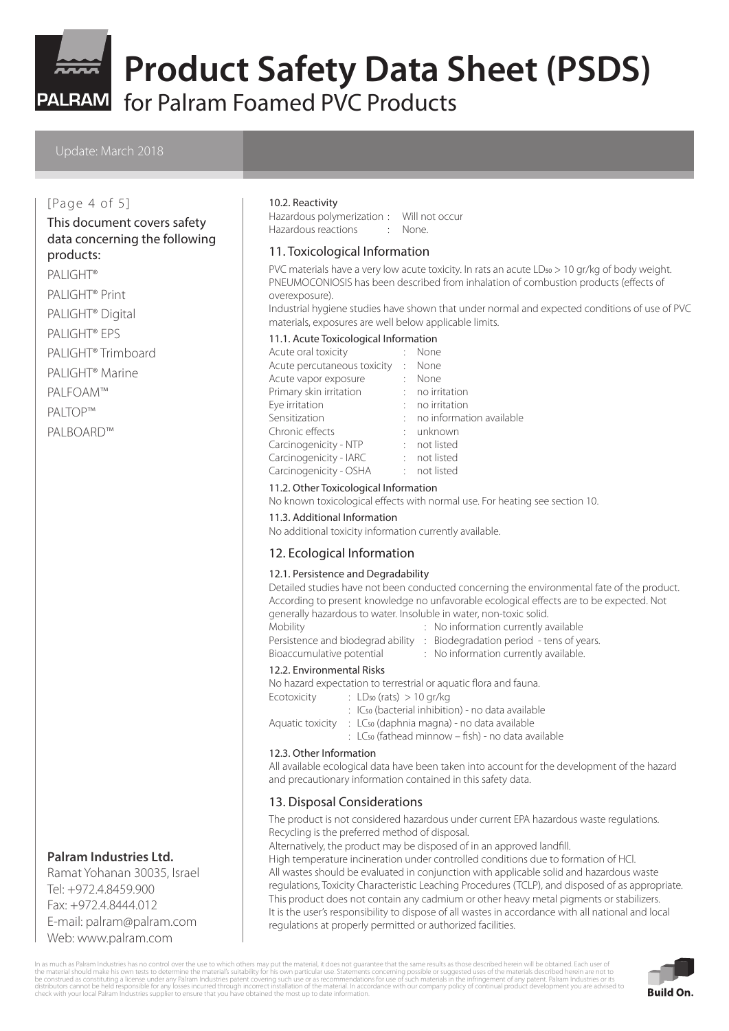# Product Safety Data Sheet (PSDS)

## for Palram Foamed PVC Products

Update: March 2018

This document covers safety data concerning the following products:

PALIGHT®
PALIGHT® Print
PALIGHT® Digital
PALIGHT® EPS
PALIGHT® Trimboard
PALIGHT® Marine
PALFOAM™
PALTOP™
PALBOARD™

**Palram Industries Ltd.**
Ramat Yohanan 30035, Israel
Tel: +972.4.8459.900
Fax: +972.4.8444.012
E-mail: palram@palram.com
Web: www.palram.com

### 10.2. Reactivity

Hazardous polymerization : Will not occur
Hazardous reactions : None.

## 11. Toxicological Information

PVC materials have a very low acute toxicity. In rats an acute $LD_{50}$ > 10 gr/kg of body weight.
PNEUMOCONIOSIS has been described from inhalation of combustion products (effects of overexposure).
Industrial hygiene studies have shown that under normal and expected conditions of use of PVC materials, exposures are well below applicable limits.

### 11.1. Acute Toxicological Information

| | |
|---|---|
| Acute oral toxicity | None |
| Acute percutaneous toxicity | None |
| Acute vapor exposure | None |
| Primary skin irritation | no irritation |
| Eye irritation | no irritation |
| Sensitization | no information available |
| Chronic effects | unknown |
| Carcinogenicity - NTP | not listed |
| Carcinogenicity - IARC | not listed |
| Carcinogenicity - OSHA | not listed |

### 11.2. Other Toxicological Information

No known toxicological effects with normal use. For heating see section 10.

### 11.3. Additional Information

No additional toxicity information currently available.

## 12. Ecological Information

### 12.1. Persistence and Degradability

Detailed studies have not been conducted concerning the environmental fate of the product. According to present knowledge no unfavorable ecological effects are to be expected. Not generally hazardous to water. Insoluble in water, non-toxic solid.

| | |
|---|---|
| Mobility | No information currently available |
| Persistence and biodegrad ability | Biodegradation period - tens of years. |
| Bioaccumulative potential | No information currently available. |

### 12.2. Environmental Risks

No hazard expectation to terrestrial or aquatic flora and fauna.

| | |
|---|---|
| Ecotoxicity | $LD_{50}$ (rats) > 10 gr/kg |
| | $IC_{50}$ (bacterial inhibition) - no data available |
| Aquatic toxicity | $LC_{50}$ (daphnia magna) - no data available |
| | $LC_{50}$ (fathead minnow – fish) - no data available |

### 12.3. Other Information

All available ecological data have been taken into account for the development of the hazard and precautionary information contained in this safety data.

## 13. Disposal Considerations

The product is not considered hazardous under current EPA hazardous waste regulations.
Recycling is the preferred method of disposal.
Alternatively, the product may be disposed of in an approved landfill.
High temperature incineration under controlled conditions due to formation of HCl.
All wastes should be evaluated in conjunction with applicable solid and hazardous waste regulations, Toxicity Characteristic Leaching Procedures (TCLP), and disposed of as appropriate.
This product does not contain any cadmium or other heavy metal pigments or stabilizers.
It is the user's responsibility to dispose of all wastes in accordance with all national and local regulations at properly permitted or authorized facilities.

In as much as Palram Industries has no control over the use to which others may put the material, it does not guarantee that the same results as those described herein will be obtained. Each user of the material should make his own tests to determine the material's suitability for his own particular use. Statements concerning possible or suggested uses of the materials described herein are not to be construed as constituting a license under any Palram Industries patent covering such use or as recommendations for use of such materials in the infringement of any patent. Palram Industries or its distributors cannot be held responsible for any losses incurred through incorrect installation of the material. In accordance with our company policy of continual product development you are advised to check with your local Palram Industries supplier to ensure that you have obtained the most up to date information.

Build On.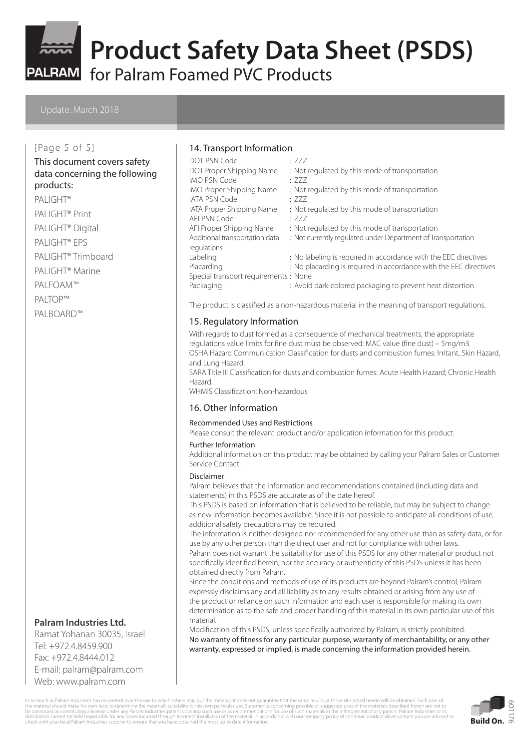# Product Safety Data Sheet (PSDS)

## for Palram Foamed PVC Products

Update: March 2018

This document covers safety data concerning the following products:

PALIGHT®
PALIGHT® Print
PALIGHT® Digital
PALIGHT® EPS
PALIGHT® Trimboard
PALIGHT® Marine
PALFOAM™
PALTOP™
PALBOARD™

### 14. Transport Information

| | |
|---|---|
| DOT PSN Code | : ZZZ |
| DOT Proper Shipping Name | : Not regulated by this mode of transportation |
| IMO PSN Code | : ZZZ |
| IMO Proper Shipping Name | : Not regulated by this mode of transportation |
| IATA PSN Code | : ZZZ |
| IATA Proper Shipping Name | : Not regulated by this mode of transportation |
| AFI PSN Code | : ZZZ |
| AFI Proper Shipping Name | : Not regulated by this mode of transportation |
| Additional transportation data regulations | : Not currently regulated under Department of Transportation |
| Labeling | : No labeling is required in accordance with the EEC directives |
| Placarding | : No placarding is required in accordance with the EEC directives |
| Special transport requirements | : None |
| Packaging | : Avoid dark-colored packaging to prevent heat distortion |

The product is classified as a non-hazardous material in the meaning of transport regulations.

### 15. Regulatory Information

With regards to dust formed as a consequence of mechanical treatments, the appropriate regulations value limits for fine dust must be observed: MAC value (fine dust) – 5mg/m3.
OSHA Hazard Communication Classification for dusts and combustion fumes: Irritant, Skin Hazard, and Lung Hazard.
SARA Title III Classification for dusts and combustion fumes: Acute Health Hazard; Chronic Health Hazard.
WHMIS Classification: Non-hazardous

### 16. Other Information

**Recommended Uses and Restrictions**

Please consult the relevant product and/or application information for this product.

**Further Information**

Additional information on this product may be obtained by calling your Palram Sales or Customer Service Contact.

**Disclaimer**

Palram believes that the information and recommendations contained (including data and statements) in this PSDS are accurate as of the date hereof.
This PSDS is based on information that is believed to be reliable, but may be subject to change as new information becomes available. Since it is not possible to anticipate all conditions of use, additional safety precautions may be required.
The information is neither designed nor recommended for any other use than as safety data, or for use by any other person than the direct user and not for compliance with other laws.
Palram does not warrant the suitability for use of this PSDS for any other material or product not specifically identified herein, nor the accuracy or authenticity of this PSDS unless it has been obtained directly from Palram.
Since the conditions and methods of use of its products are beyond Palram's control, Palram expressly disclaims any and all liability as to any results obtained or arising from any use of the product or reliance on such information and each user is responsible for making its own determination as to the safe and proper handling of this material in its own particular use of this material.
Modification of this PSDS, unless specifically authorized by Palram, is strictly prohibited.
No warranty of fitness for any particular purpose, warranty of merchantability, or any other warranty, expressed or implied, is made concerning the information provided herein.

**Palram Industries Ltd.**
Ramat Yohanan 30035, Israel
Tel: +972.4.8459.900
Fax: +972.4.8444.012
E-mail: palram@palram.com
Web: www.palram.com

In as much as Palram Industries has no control over the use to which others may put the material, it does not guarantee that the same results as those described herein will be obtained. Each user of the material should make his own tests to determine the material's suitability for his own particular use. Statements concerning possible or suggested uses of the materials described herein are not to be construed as constituting a license under any Palram Industries patent covering such use or as recommendations for use of such materials in the infringement of any patent. Palram Industries or its distributors cannot be held responsible for any losses incurred through incorrect installation of the material. In accordance with our company policy of continual product development you are advised to check with your local Palram Industries supplier to ensure that you have obtained the most up to date information.

Build On.

601176